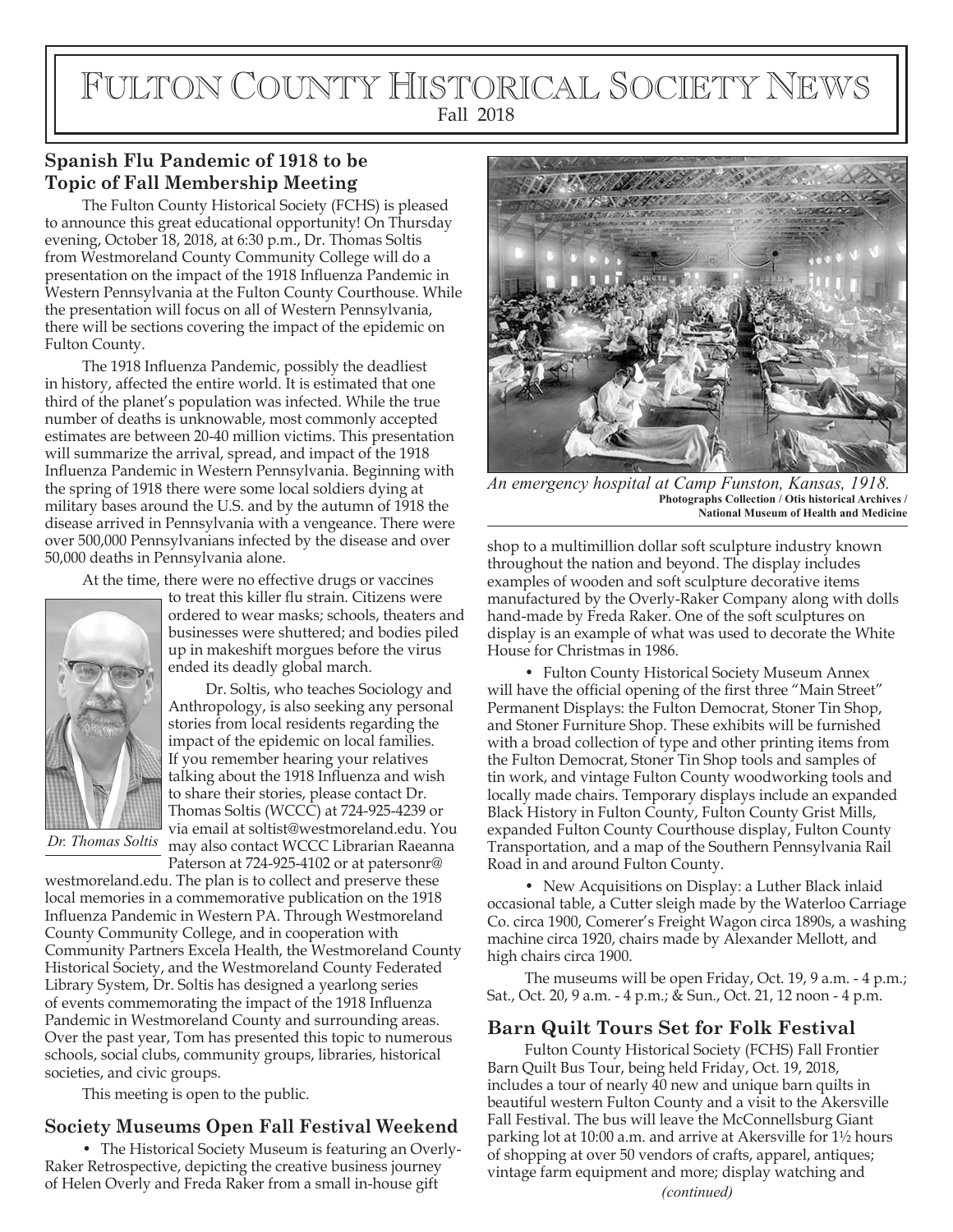# Fulton County Historical Society News

Fall 2018

## Spanish Flu Pandemic of 1918 to be Topic of Fall Membership Meeting

The Fulton County Historical Society (FCHS) is pleased to announce this great educational opportunity! On Thursday evening, October 18, 2018, at 6:30 p.m., Dr. Thomas Soltis from Westmoreland County Community College will do a presentation on the impact of the 1918 Influenza Pandemic in Western Pennsylvania at the Fulton County Courthouse. While the presentation will focus on all of Western Pennsylvania, there will be sections covering the impact of the epidemic on Fulton County.

The 1918 Influenza Pandemic, possibly the deadliest in history, affected the entire world. It is estimated that one third of the planet's population was infected. While the true number of deaths is unknowable, most commonly accepted estimates are between 20-40 million victims. This presentation will summarize the arrival, spread, and impact of the 1918 Influenza Pandemic in Western Pennsylvania. Beginning with the spring of 1918 there were some local soldiers dying at military bases around the U.S. and by the autumn of 1918 the disease arrived in Pennsylvania with a vengeance. There were over 500,000 Pennsylvanians infected by the disease and over 50,000 deaths in Pennsylvania alone.

At the time, there were no effective drugs or vaccines to treat this killer flu strain. Citizens were ordered to wear masks; schools, theaters and businesses were shuttered; and bodies piled up in makeshift morgues before the virus ended its deadly global march.

*Dr. Thomas Soltis*

Dr. Soltis, who teaches Sociology and Anthropology, is also seeking any personal stories from local residents regarding the impact of the epidemic on local families. If you remember hearing your relatives talking about the 1918 Influenza and wish to share their stories, please contact Dr. Thomas Soltis (WCCC) at 724-925-4239 or via email at soltist@westmoreland.edu. You may also contact WCCC Librarian Raeanna Paterson at 724-925-4102 or at patersonr@westmoreland.edu. The plan is to collect and preserve these local memories in a commemorative publication on the 1918 Influenza Pandemic in Western PA. Through Westmoreland County Community College, and in cooperation with Community Partners Excela Health, the Westmoreland County Historical Society, and the Westmoreland County Federated Library System, Dr. Soltis has designed a yearlong series of events commemorating the impact of the 1918 Influenza Pandemic in Westmoreland County and surrounding areas. Over the past year, Tom has presented this topic to numerous schools, social clubs, community groups, libraries, historical societies, and civic groups.

This meeting is open to the public.

## Society Museums Open Fall Festival Weekend

• The Historical Society Museum is featuring an Overly-Raker Retrospective, depicting the creative business journey of Helen Overly and Freda Raker from a small in-house gift shop to a multimillion dollar soft sculpture industry known throughout the nation and beyond. The display includes examples of wooden and soft sculpture decorative items manufactured by the Overly-Raker Company along with dolls hand-made by Freda Raker. One of the soft sculptures on display is an example of what was used to decorate the White House for Christmas in 1986.

*An emergency hospital at Camp Funston, Kansas, 1918.*
**Photographs Collection / Otis historical Archives / National Museum of Health and Medicine**

• Fulton County Historical Society Museum Annex will have the official opening of the first three "Main Street" Permanent Displays: the Fulton Democrat, Stoner Tin Shop, and Stoner Furniture Shop. These exhibits will be furnished with a broad collection of type and other printing items from the Fulton Democrat, Stoner Tin Shop tools and samples of tin work, and vintage Fulton County woodworking tools and locally made chairs. Temporary displays include an expanded Black History in Fulton County, Fulton County Grist Mills, expanded Fulton County Courthouse display, Fulton County Transportation, and a map of the Southern Pennsylvania Rail Road in and around Fulton County.

• New Acquisitions on Display: a Luther Black inlaid occasional table, a Cutter sleigh made by the Waterloo Carriage Co. circa 1900, Comerer's Freight Wagon circa 1890s, a washing machine circa 1920, chairs made by Alexander Mellott, and high chairs circa 1900.

The museums will be open Friday, Oct. 19, 9 a.m. - 4 p.m.; Sat., Oct. 20, 9 a.m. - 4 p.m.; & Sun., Oct. 21, 12 noon - 4 p.m.

## Barn Quilt Tours Set for Folk Festival

Fulton County Historical Society (FCHS) Fall Frontier Barn Quilt Bus Tour, being held Friday, Oct. 19, 2018, includes a tour of nearly 40 new and unique barn quilts in beautiful western Fulton County and a visit to the Akersville Fall Festival. The bus will leave the McConnellsburg Giant parking lot at 10:00 a.m. and arrive at Akersville for 1½ hours of shopping at over 50 vendors of crafts, apparel, antiques; vintage farm equipment and more; display watching and

*(continued)*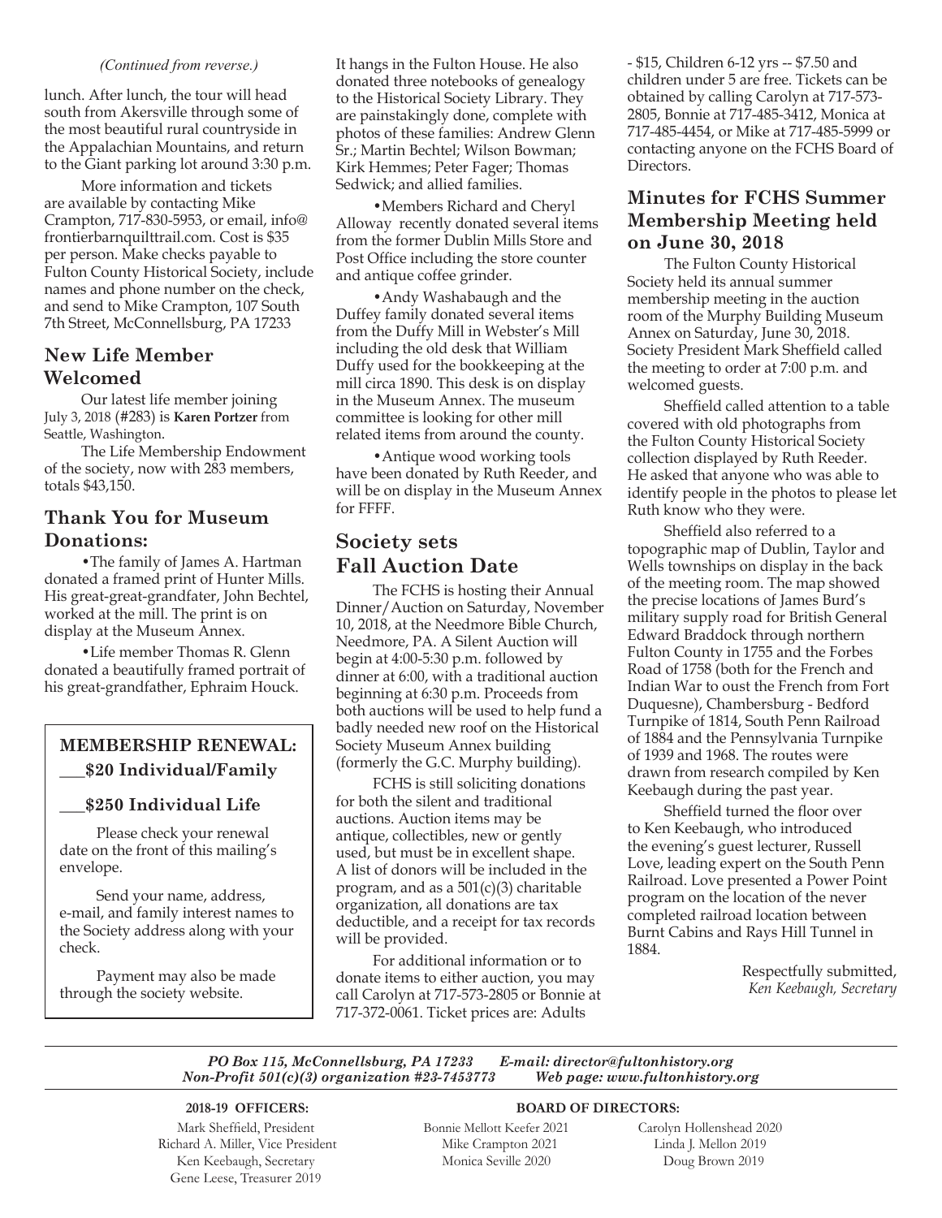*(Continued from reverse.)*

lunch. After lunch, the tour will head south from Akersville through some of the most beautiful rural countryside in the Appalachian Mountains, and return to the Giant parking lot around 3:30 p.m.

More information and tickets are available by contacting Mike Crampton, 717-830-5953, or email, info@frontierbarnquilttrail.com. Cost is $35 per person. Make checks payable to Fulton County Historical Society, include names and phone number on the check, and send to Mike Crampton, 107 South 7th Street, McConnellsburg, PA 17233

## New Life Member Welcomed

Our latest life member joining July 3, 2018 (#283) is **Karen Portzer** from Seattle, Washington.

The Life Membership Endowment of the society, now with 283 members, totals $43,150.

## Thank You for Museum Donations:

- The family of James A. Hartman donated a framed print of Hunter Mills. His great-great-grandfater, John Bechtel, worked at the mill. The print is on display at the Museum Annex.
- Life member Thomas R. Glenn donated a beautifully framed portrait of his great-grandfather, Ephraim Houck. It hangs in the Fulton House. He also donated three notebooks of genealogy to the Historical Society Library. They are painstakingly done, complete with photos of these families: Andrew Glenn Sr.; Martin Bechtel; Wilson Bowman; Kirk Hemmes; Peter Fager; Thomas Sedwick; and allied families.
- Members Richard and Cheryl Alloway recently donated several items from the former Dublin Mills Store and Post Office including the store counter and antique coffee grinder.
- Andy Washabaugh and the Duffey family donated several items from the Duffy Mill in Webster's Mill including the old desk that William Duffy used for the bookkeeping at the mill circa 1890. This desk is on display in the Museum Annex. The museum committee is looking for other mill related items from around the county.
- Antique wood working tools have been donated by Ruth Reeder, and will be on display in the Museum Annex for FFFF.

**MEMBERSHIP RENEWAL:**

**___$20 Individual/Family**

**___$250 Individual Life**

Please check your renewal date on the front of this mailing's envelope.

Send your name, address, e-mail, and family interest names to the Society address along with your check.

Payment may also be made through the society website.

## Society sets Fall Auction Date

The FCHS is hosting their Annual Dinner/Auction on Saturday, November 10, 2018, at the Needmore Bible Church, Needmore, PA. A Silent Auction will begin at 4:00-5:30 p.m. followed by dinner at 6:00, with a traditional auction beginning at 6:30 p.m. Proceeds from both auctions will be used to help fund a badly needed new roof on the Historical Society Museum Annex building (formerly the G.C. Murphy building).

FCHS is still soliciting donations for both the silent and traditional auctions. Auction items may be antique, collectibles, new or gently used, but must be in excellent shape. A list of donors will be included in the program, and as a 501(c)(3) charitable organization, all donations are tax deductible, and a receipt for tax records will be provided.

For additional information or to donate items to either auction, you may call Carolyn at 717-573-2805 or Bonnie at 717-372-0061. Ticket prices are: Adults - $15, Children 6-12 yrs -- $7.50 and children under 5 are free. Tickets can be obtained by calling Carolyn at 717-573-2805, Bonnie at 717-485-3412, Monica at 717-485-4454, or Mike at 717-485-5999 or contacting anyone on the FCHS Board of Directors.

## Minutes for FCHS Summer Membership Meeting held on June 30, 2018

The Fulton County Historical Society held its annual summer membership meeting in the auction room of the Murphy Building Museum Annex on Saturday, June 30, 2018. Society President Mark Sheffield called the meeting to order at 7:00 p.m. and welcomed guests.

Sheffield called attention to a table covered with old photographs from the Fulton County Historical Society collection displayed by Ruth Reeder. He asked that anyone who was able to identify people in the photos to please let Ruth know who they were.

Sheffield also referred to a topographic map of Dublin, Taylor and Wells townships on display in the back of the meeting room. The map showed the precise locations of James Burd's military supply road for British General Edward Braddock through northern Fulton County in 1755 and the Forbes Road of 1758 (both for the French and Indian War to oust the French from Fort Duquesne), Chambersburg - Bedford Turnpike of 1814, South Penn Railroad of 1884 and the Pennsylvania Turnpike of 1939 and 1968. The routes were drawn from research compiled by Ken Keebaugh during the past year.

Sheffield turned the floor over to Ken Keebaugh, who introduced the evening's guest lecturer, Russell Love, leading expert on the South Penn Railroad. Love presented a Power Point program on the location of the never completed railroad location between Burnt Cabins and Rays Hill Tunnel in 1884.

Respectfully submitted,
*Ken Keebaugh, Secretary*

---

***PO Box 115, McConnellsburg, PA 17233 E-mail: director@fultonhistory.org***
***Non-Profit 501(c)(3) organization #23-7453773 Web page: www.fultonhistory.org***

**2018-19 OFFICERS:**

Mark Sheffield, President
Richard A. Miller, Vice President
Ken Keebaugh, Secretary
Gene Leese, Treasurer 2019

**BOARD OF DIRECTORS:**

Bonnie Mellott Keefer 2021
Mike Crampton 2021
Monica Seville 2020
Carolyn Hollenshead 2020
Linda J. Mellon 2019
Doug Brown 2019